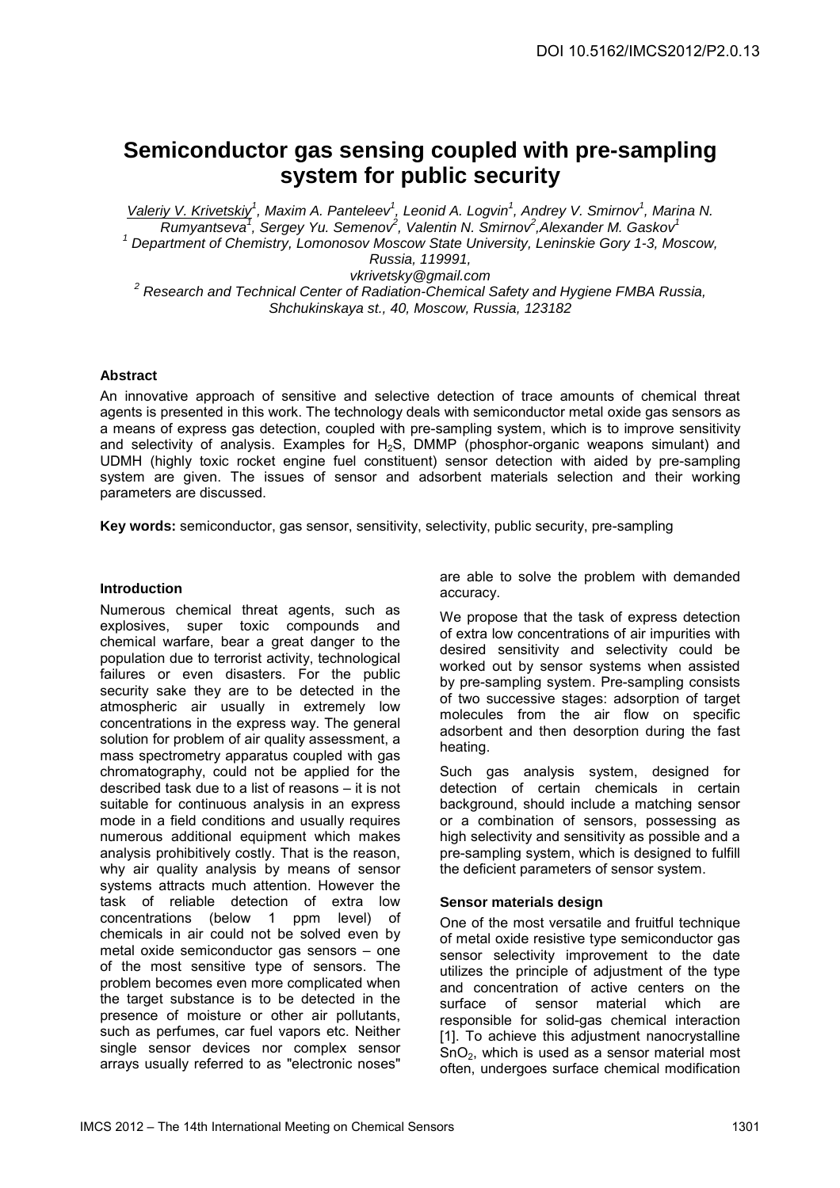DOI 10.5162/IMCS2012/P2.0.13

# Semiconductor gas sensing coupled with pre-sampling system for public security

Valeriy V. Krivetskiy[1], Maxim A. Panteleev[1], Leonid A. Logvin[1], Andrey V. Smirnov[1], Marina N. Rumyantseva[1], Sergey Yu. Semenov[2], Valentin N. Smirnov[2], Alexander M. Gaskov[1]

[1] Department of Chemistry, Lomonosov Moscow State University, Leninskie Gory 1-3, Moscow, Russia, 119991,

vkrivetsky@gmail.com

[2] Research and Technical Center of Radiation-Chemical Safety and Hygiene FMBA Russia, Shchukinskaya st., 40, Moscow, Russia, 123182

### Abstract

An innovative approach of sensitive and selective detection of trace amounts of chemical threat agents is presented in this work. The technology deals with semiconductor metal oxide gas sensors as a means of express gas detection, coupled with pre-sampling system, which is to improve sensitivity and selectivity of analysis. Examples for $H_2S$, DMMP (phosphor-organic weapons simulant) and UDMH (highly toxic rocket engine fuel constituent) sensor detection with aided by pre-sampling system are given. The issues of sensor and adsorbent materials selection and their working parameters are discussed.

**Key words:** semiconductor, gas sensor, sensitivity, selectivity, public security, pre-sampling

### Introduction

Numerous chemical threat agents, such as explosives, super toxic compounds and chemical warfare, bear a great danger to the population due to terrorist activity, technological failures or even disasters. For the public security sake they are to be detected in the atmospheric air usually in extremely low concentrations in the express way. The general solution for problem of air quality assessment, a mass spectrometry apparatus coupled with gas chromatography, could not be applied for the described task due to a list of reasons – it is not suitable for continuous analysis in an express mode in a field conditions and usually requires numerous additional equipment which makes analysis prohibitively costly. That is the reason, why air quality analysis by means of sensor systems attracts much attention. However the task of reliable detection of extra low concentrations (below 1 ppm level) of chemicals in air could not be solved even by metal oxide semiconductor gas sensors – one of the most sensitive type of sensors. The problem becomes even more complicated when the target substance is to be detected in the presence of moisture or other air pollutants, such as perfumes, car fuel vapors etc. Neither single sensor devices nor complex sensor arrays usually referred to as "electronic noses" are able to solve the problem with demanded accuracy.

We propose that the task of express detection of extra low concentrations of air impurities with desired sensitivity and selectivity could be worked out by sensor systems when assisted by pre-sampling system. Pre-sampling consists of two successive stages: adsorption of target molecules from the air flow on specific adsorbent and then desorption during the fast heating.

Such gas analysis system, designed for detection of certain chemicals in certain background, should include a matching sensor or a combination of sensors, possessing as high selectivity and sensitivity as possible and a pre-sampling system, which is designed to fulfill the deficient parameters of sensor system.

### Sensor materials design

One of the most versatile and fruitful technique of metal oxide resistive type semiconductor gas sensor selectivity improvement to the date utilizes the principle of adjustment of the type and concentration of active centers on the surface of sensor material which are responsible for solid-gas chemical interaction [1]. To achieve this adjustment nanocrystalline $SnO_2$, which is used as a sensor material most often, undergoes surface chemical modification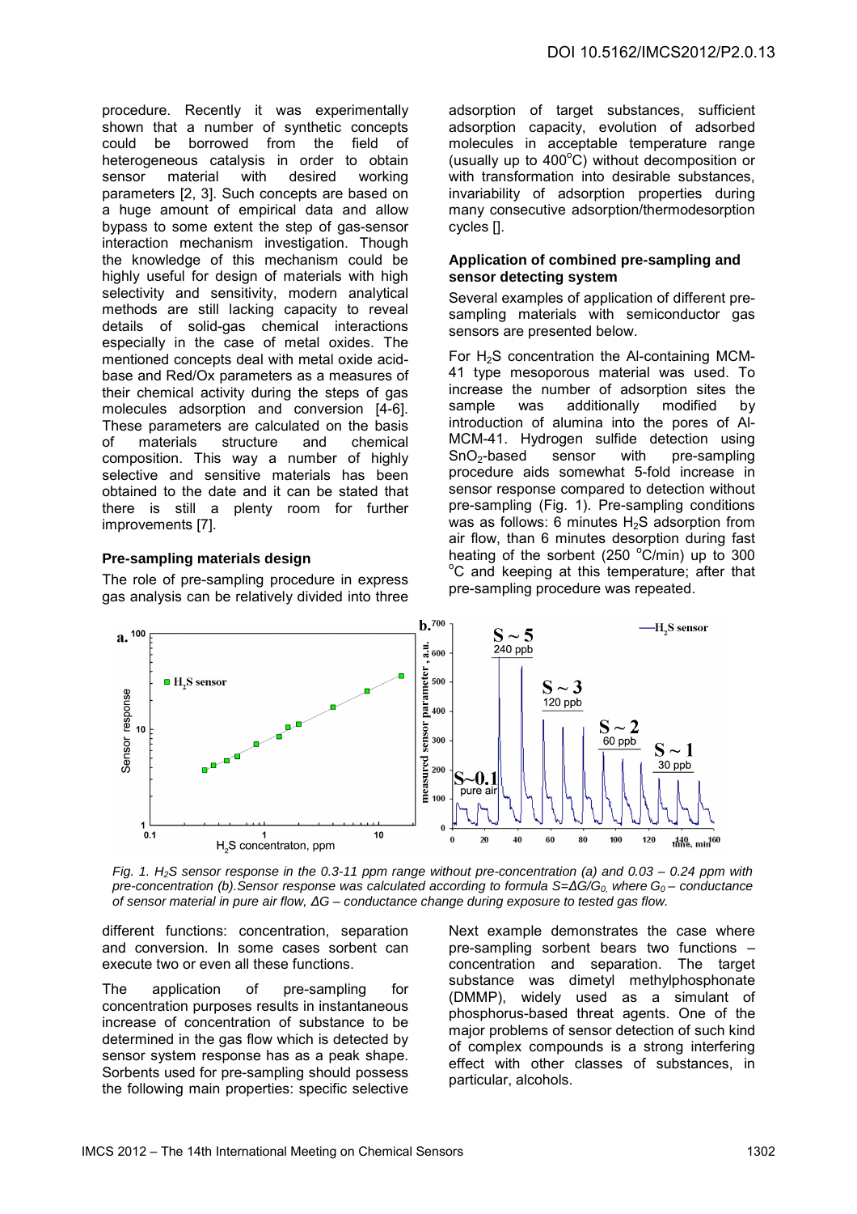procedure. Recently it was experimentally shown that a number of synthetic concepts could be borrowed from the field of heterogeneous catalysis in order to obtain sensor material with desired working parameters [2, 3]. Such concepts are based on a huge amount of empirical data and allow bypass to some extent the step of gas-sensor interaction mechanism investigation. Though the knowledge of this mechanism could be highly useful for design of materials with high selectivity and sensitivity, modern analytical methods are still lacking capacity to reveal details of solid-gas chemical interactions especially in the case of metal oxides. The mentioned concepts deal with metal oxide acid-base and Red/Ox parameters as a measures of their chemical activity during the steps of gas molecules adsorption and conversion [4-6]. These parameters are calculated on the basis of materials structure and chemical composition. This way a number of highly selective and sensitive materials has been obtained to the date and it can be stated that there is still a plenty room for further improvements [7].

## Pre-sampling materials design

The role of pre-sampling procedure in express gas analysis can be relatively divided into three different functions: concentration, separation and conversion. In some cases sorbent can execute two or even all these functions.

The application of pre-sampling for concentration purposes results in instantaneous increase of concentration of substance to be determined in the gas flow which is detected by sensor system response has as a peak shape. Sorbents used for pre-sampling should possess the following main properties: specific selective adsorption of target substances, sufficient adsorption capacity, evolution of adsorbed molecules in acceptable temperature range (usually up to 400°C) without decomposition or with transformation into desirable substances, invariability of adsorption properties during many consecutive adsorption/thermodesorption cycles [].

## Application of combined pre-sampling and sensor detecting system

Several examples of application of different pre-sampling materials with semiconductor gas sensors are presented below.

For $H_2S$ concentration the Al-containing MCM-41 type mesoporous material was used. To increase the number of adsorption sites the sample was additionally modified by introduction of alumina into the pores of Al-MCM-41. Hydrogen sulfide detection using $SnO_2$-based sensor with pre-sampling procedure aids somewhat 5-fold increase in sensor response compared to detection without pre-sampling (Fig. 1). Pre-sampling conditions was as follows: 6 minutes $H_2S$ adsorption from air flow, than 6 minutes desorption during fast heating of the sorbent (250 °C/min) up to 300 °C and keeping at this temperature; after that pre-sampling procedure was repeated.

*Fig. 1. $H_2S$ sensor response in the 0.3-11 ppm range without pre-concentration (a) and 0.03 – 0.24 ppm with pre-concentration (b).Sensor response was calculated according to formula $S=\Delta G/G_0$, where $G_0$ – conductance of sensor material in pure air flow, $\Delta G$ – conductance change during exposure to tested gas flow.*

Next example demonstrates the case where pre-sampling sorbent bears two functions – concentration and separation. The target substance was dimetyl methylphosphonate (DMMP), widely used as a simulant of phosphorus-based threat agents. One of the major problems of sensor detection of such kind of complex compounds is a strong interfering effect with other classes of substances, in particular, alcohols.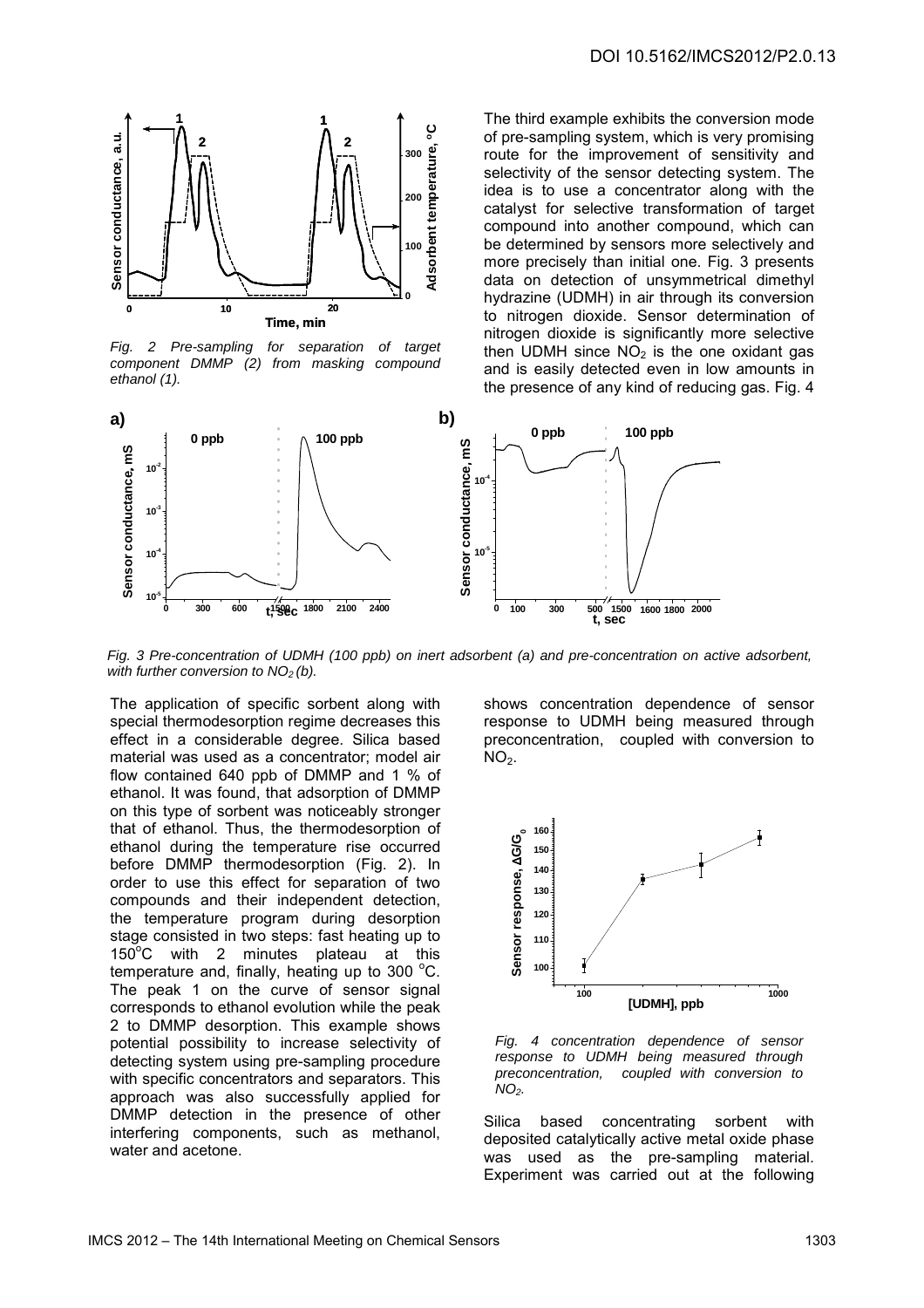*Fig. 2 Pre-sampling for separation of target component DMMP (2) from masking compound ethanol (1).*

The application of specific sorbent along with special thermodesorption regime decreases this effect in a considerable degree. Silica based material was used as a concentrator; model air flow contained 640 ppb of DMMP and 1 % of ethanol. It was found, that adsorption of DMMP on this type of sorbent was noticeably stronger that of ethanol. Thus, the thermodesorption of ethanol during the temperature rise occurred before DMMP thermodesorption (Fig. 2). In order to use this effect for separation of two compounds and their independent detection, the temperature program during desorption stage consisted in two steps: fast heating up to 150°C with 2 minutes plateau at this temperature and, finally, heating up to 300 °C. The peak 1 on the curve of sensor signal corresponds to ethanol evolution while the peak 2 to DMMP desorption. This example shows potential possibility to increase selectivity of detecting system using pre-sampling procedure with specific concentrators and separators. This approach was also successfully applied for DMMP detection in the presence of other interfering components, such as methanol, water and acetone.

The third example exhibits the conversion mode of pre-sampling system, which is very promising route for the improvement of sensitivity and selectivity of the sensor detecting system. The idea is to use a concentrator along with the catalyst for selective transformation of target compound into another compound, which can be determined by sensors more selectively and more precisely than initial one. Fig. 3 presents data on detection of unsymmetrical dimethyl hydrazine (UDMH) in air through its conversion to nitrogen dioxide. Sensor determination of nitrogen dioxide is significantly more selective then UDMH since $NO_2$ is the one oxidant gas and is easily detected even in low amounts in the presence of any kind of reducing gas. Fig. 4 shows concentration dependence of sensor response to UDMH being measured through preconcentration, coupled with conversion to $NO_2$.

*Fig. 3 Pre-concentration of UDMH (100 ppb) on inert adsorbent (a) and pre-concentration on active adsorbent, with further conversion to $NO_2$ (b).*

*Fig. 4 concentration dependence of sensor response to UDMH being measured through preconcentration, coupled with conversion to $NO_2$.*

Silica based concentrating sorbent with deposited catalytically active metal oxide phase was used as the pre-sampling material. Experiment was carried out at the following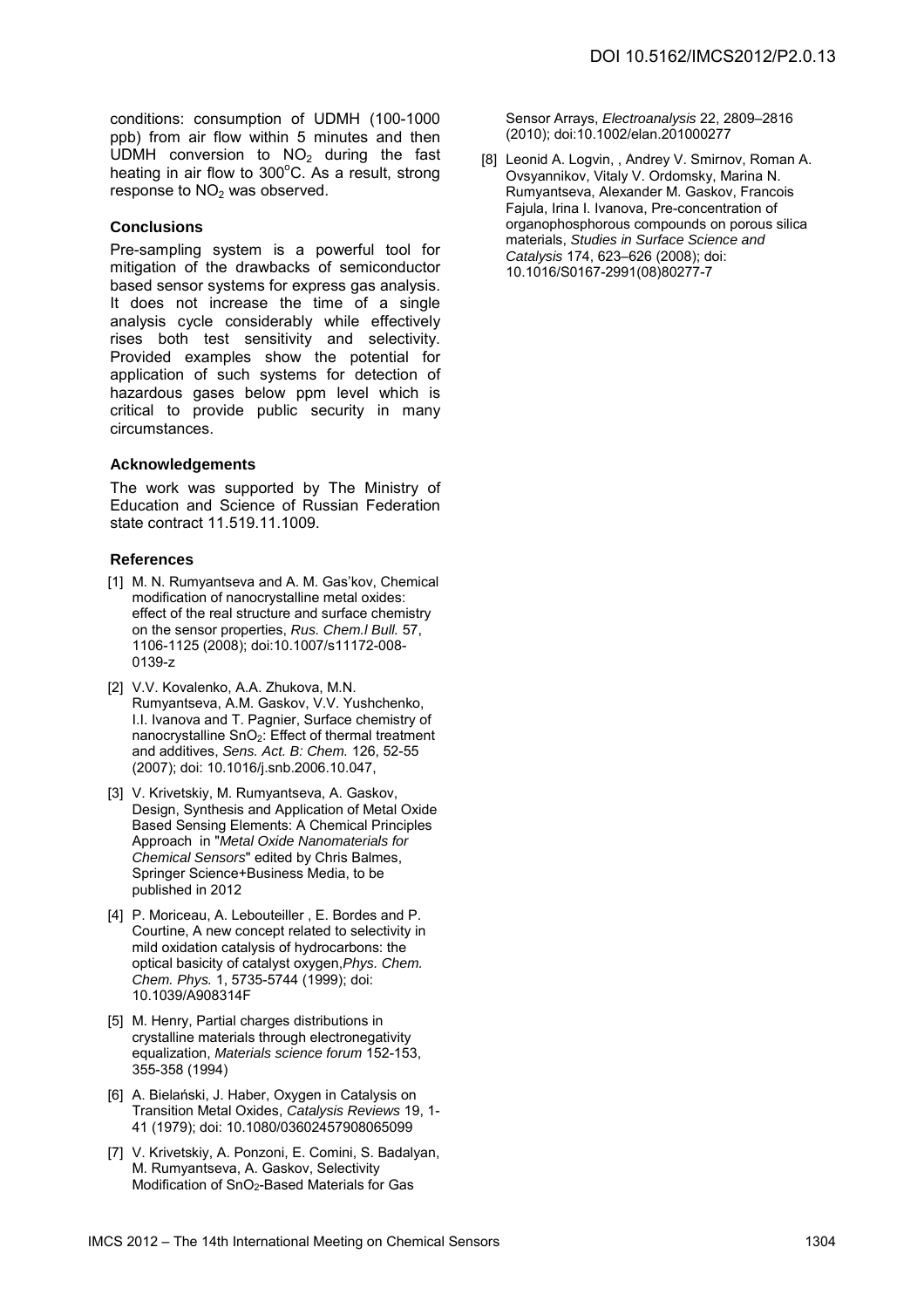conditions: consumption of UDMH (100-1000 ppb) from air flow within 5 minutes and then UDMH conversion to $NO_2$ during the fast heating in air flow to 300°C. As a result, strong response to $NO_2$ was observed.

## Conclusions

Pre-sampling system is a powerful tool for mitigation of the drawbacks of semiconductor based sensor systems for express gas analysis. It does not increase the time of a single analysis cycle considerably while effectively rises both test sensitivity and selectivity. Provided examples show the potential for application of such systems for detection of hazardous gases below ppm level which is critical to provide public security in many circumstances.

## Acknowledgements

The work was supported by The Ministry of Education and Science of Russian Federation state contract 11.519.11.1009.

## References

[1] M. N. Rumyantseva and A. M. Gas'kov, Chemical modification of nanocrystalline metal oxides: effect of the real structure and surface chemistry on the sensor properties, *Rus. Chem.I Bull.* 57, 1106-1125 (2008); doi:10.1007/s11172-008-0139-z

[2] V.V. Kovalenko, A.A. Zhukova, M.N. Rumyantseva, A.M. Gaskov, V.V. Yushchenko, I.I. Ivanova and T. Pagnier, Surface chemistry of nanocrystalline $SnO_2$: Effect of thermal treatment and additives, *Sens. Act. B: Chem.* 126, 52-55 (2007); doi: 10.1016/j.snb.2006.10.047,

[3] V. Krivetskiy, M. Rumyantseva, A. Gaskov, Design, Synthesis and Application of Metal Oxide Based Sensing Elements: A Chemical Principles Approach in "*Metal Oxide Nanomaterials for Chemical Sensors*" edited by Chris Balmes, Springer Science+Business Media, to be published in 2012

[4] P. Moriceau, A. Lebouteiller , E. Bordes and P. Courtine, A new concept related to selectivity in mild oxidation catalysis of hydrocarbons: the optical basicity of catalyst oxygen,*Phys. Chem. Chem. Phys.* 1, 5735-5744 (1999); doi: 10.1039/A908314F

[5] M. Henry, Partial charges distributions in crystalline materials through electronegativity equalization, *Materials science forum* 152-153, 355-358 (1994)

[6] A. Bielański, J. Haber, Oxygen in Catalysis on Transition Metal Oxides, *Catalysis Reviews* 19, 1-41 (1979); doi: 10.1080/03602457908065099

[7] V. Krivetskiy, A. Ponzoni, E. Comini, S. Badalyan, M. Rumyantseva, A. Gaskov, Selectivity Modification of $SnO_2$-Based Materials for Gas Sensor Arrays, *Electroanalysis* 22, 2809–2816 (2010); doi:10.1002/elan.201000277

[8] Leonid A. Logvin, , Andrey V. Smirnov, Roman A. Ovsyannikov, Vitaly V. Ordomsky, Marina N. Rumyantseva, Alexander M. Gaskov, Francois Fajula, Irina I. Ivanova, Pre-concentration of organophosphorous compounds on porous silica materials, *Studies in Surface Science and Catalysis* 174, 623–626 (2008); doi: 10.1016/S0167-2991(08)80277-7